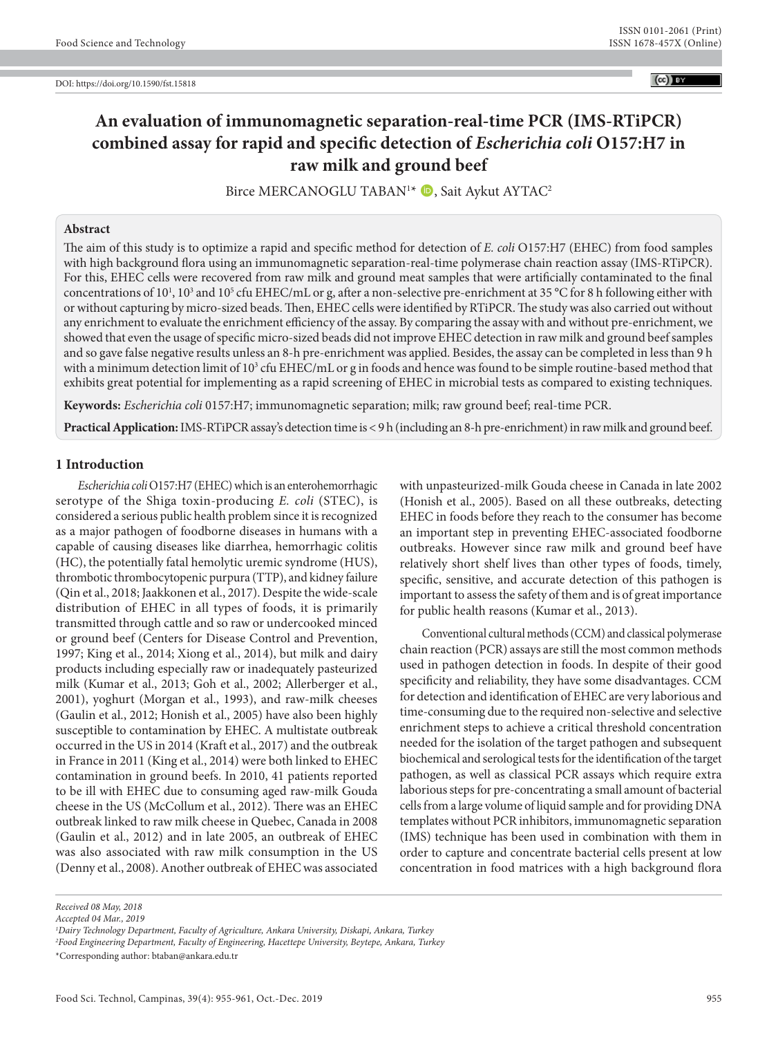DOI: https://doi.org/10.1590/fst.15818

# An evaluation of immunomagnetic separation-real-time PCR (IMS-RTiPCR) combined assay for rapid and specific detection of *Escherichia coli* O157:H7 in raw milk and ground beef

Birce MERCANOGLU TABAN[1]*, Sait Aykut AYTAC[2]

## Abstract

The aim of this study is to optimize a rapid and specific method for detection of *E. coli* O157:H7 (EHEC) from food samples with high background flora using an immunomagnetic separation-real-time polymerase chain reaction assay (IMS-RTiPCR). For this, EHEC cells were recovered from raw milk and ground meat samples that were artificially contaminated to the final concentrations of $10^1$, $10^3$ and $10^5$ cfu EHEC/mL or g, after a non-selective pre-enrichment at 35 °C for 8 h following either with or without capturing by micro-sized beads. Then, EHEC cells were identified by RTiPCR. The study was also carried out without any enrichment to evaluate the enrichment efficiency of the assay. By comparing the assay with and without pre-enrichment, we showed that even the usage of specific micro-sized beads did not improve EHEC detection in raw milk and ground beef samples and so gave false negative results unless an 8-h pre-enrichment was applied. Besides, the assay can be completed in less than 9 h with a minimum detection limit of $10^3$ cfu EHEC/mL or g in foods and hence was found to be simple routine-based method that exhibits great potential for implementing as a rapid screening of EHEC in microbial tests as compared to existing techniques.

**Keywords:** *Escherichia coli* 0157:H7; immunomagnetic separation; milk; raw ground beef; real-time PCR.

**Practical Application:** IMS-RTiPCR assay's detection time is < 9 h (including an 8-h pre-enrichment) in raw milk and ground beef.

## 1 Introduction

*Escherichia coli* O157:H7 (EHEC) which is an enterohemorrhagic serotype of the Shiga toxin-producing *E. coli* (STEC), is considered a serious public health problem since it is recognized as a major pathogen of foodborne diseases in humans with a capable of causing diseases like diarrhea, hemorrhagic colitis (HC), the potentially fatal hemolytic uremic syndrome (HUS), thrombotic thrombocytopenic purpura (TTP), and kidney failure (Qin et al., 2018; Jaakkonen et al., 2017). Despite the wide-scale distribution of EHEC in all types of foods, it is primarily transmitted through cattle and so raw or undercooked minced or ground beef (Centers for Disease Control and Prevention, 1997; King et al., 2014; Xiong et al., 2014), but milk and dairy products including especially raw or inadequately pasteurized milk (Kumar et al., 2013; Goh et al., 2002; Allerberger et al., 2001), yoghurt (Morgan et al., 1993), and raw-milk cheeses (Gaulin et al., 2012; Honish et al., 2005) have also been highly susceptible to contamination by EHEC. A multistate outbreak occurred in the US in 2014 (Kraft et al., 2017) and the outbreak in France in 2011 (King et al., 2014) were both linked to EHEC contamination in ground beefs. In 2010, 41 patients reported to be ill with EHEC due to consuming aged raw-milk Gouda cheese in the US (McCollum et al., 2012). There was an EHEC outbreak linked to raw milk cheese in Quebec, Canada in 2008 (Gaulin et al., 2012) and in late 2005, an outbreak of EHEC was also associated with raw milk consumption in the US (Denny et al., 2008). Another outbreak of EHEC was associated with unpasteurized-milk Gouda cheese in Canada in late 2002 (Honish et al., 2005). Based on all these outbreaks, detecting EHEC in foods before they reach to the consumer has become an important step in preventing EHEC-associated foodborne outbreaks. However since raw milk and ground beef have relatively short shelf lives than other types of foods, timely, specific, sensitive, and accurate detection of this pathogen is important to assess the safety of them and is of great importance for public health reasons (Kumar et al., 2013).

Conventional cultural methods (CCM) and classical polymerase chain reaction (PCR) assays are still the most common methods used in pathogen detection in foods. In despite of their good specificity and reliability, they have some disadvantages. CCM for detection and identification of EHEC are very laborious and time-consuming due to the required non-selective and selective enrichment steps to achieve a critical threshold concentration needed for the isolation of the target pathogen and subsequent biochemical and serological tests for the identification of the target pathogen, as well as classical PCR assays which require extra laborious steps for pre-concentrating a small amount of bacterial cells from a large volume of liquid sample and for providing DNA templates without PCR inhibitors, immunomagnetic separation (IMS) technique has been used in combination with them in order to capture and concentrate bacterial cells present at low concentration in food matrices with a high background flora

*Received 08 May, 2018*
*Accepted 04 Mar., 2019*
[1]*Dairy Technology Department, Faculty of Agriculture, Ankara University, Diskapi, Ankara, Turkey*
[2]*Food Engineering Department, Faculty of Engineering, Hacettepe University, Beytepe, Ankara, Turkey*
*Corresponding author: btaban@ankara.edu.tr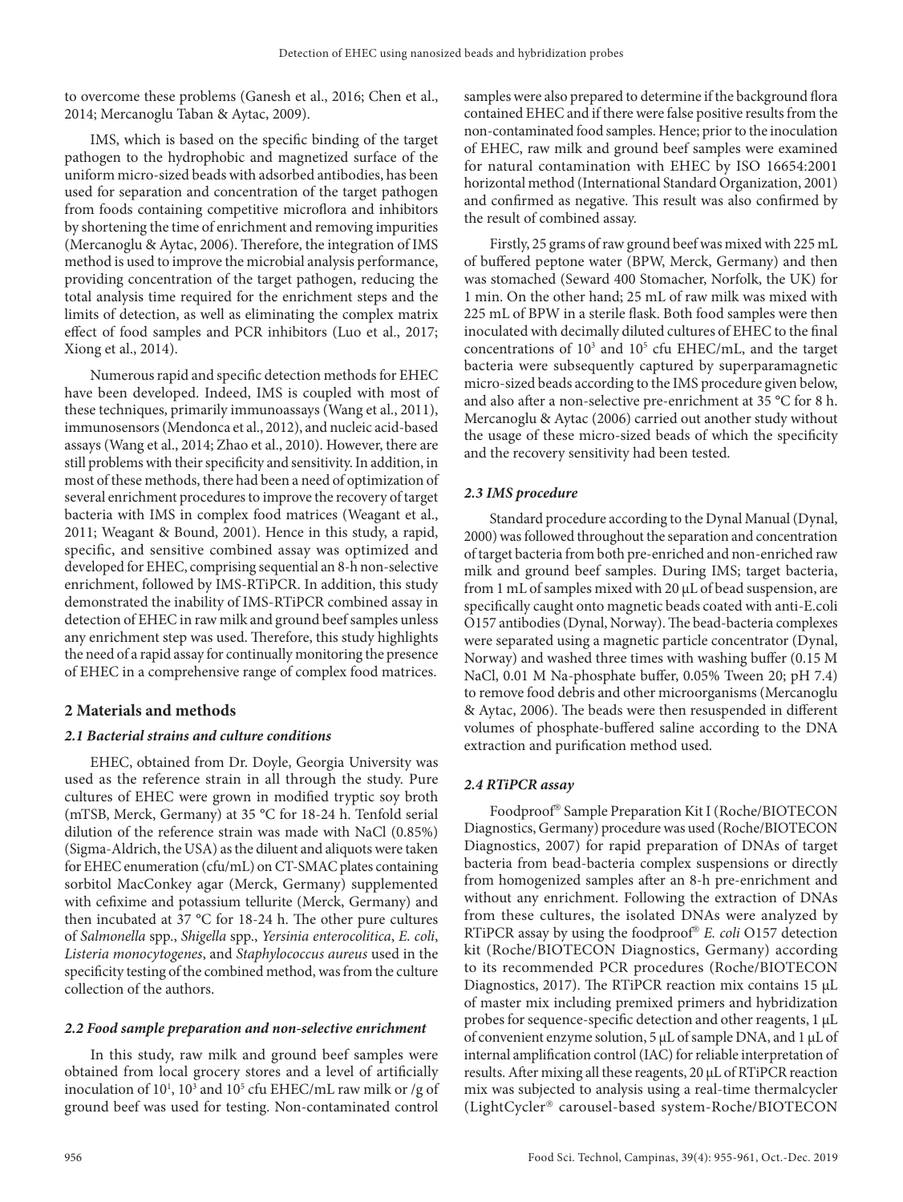to overcome these problems (Ganesh et al., 2016; Chen et al., 2014; Mercanoglu Taban & Aytac, 2009).

IMS, which is based on the specific binding of the target pathogen to the hydrophobic and magnetized surface of the uniform micro-sized beads with adsorbed antibodies, has been used for separation and concentration of the target pathogen from foods containing competitive microflora and inhibitors by shortening the time of enrichment and removing impurities (Mercanoglu & Aytac, 2006). Therefore, the integration of IMS method is used to improve the microbial analysis performance, providing concentration of the target pathogen, reducing the total analysis time required for the enrichment steps and the limits of detection, as well as eliminating the complex matrix effect of food samples and PCR inhibitors (Luo et al., 2017; Xiong et al., 2014).

Numerous rapid and specific detection methods for EHEC have been developed. Indeed, IMS is coupled with most of these techniques, primarily immunoassays (Wang et al., 2011), immunosensors (Mendonca et al., 2012), and nucleic acid-based assays (Wang et al., 2014; Zhao et al., 2010). However, there are still problems with their specificity and sensitivity. In addition, in most of these methods, there had been a need of optimization of several enrichment procedures to improve the recovery of target bacteria with IMS in complex food matrices (Weagant et al., 2011; Weagant & Bound, 2001). Hence in this study, a rapid, specific, and sensitive combined assay was optimized and developed for EHEC, comprising sequential an 8-h non-selective enrichment, followed by IMS-RTiPCR. In addition, this study demonstrated the inability of IMS-RTiPCR combined assay in detection of EHEC in raw milk and ground beef samples unless any enrichment step was used. Therefore, this study highlights the need of a rapid assay for continually monitoring the presence of EHEC in a comprehensive range of complex food matrices.

## 2 Materials and methods

### 2.1 Bacterial strains and culture conditions

EHEC, obtained from Dr. Doyle, Georgia University was used as the reference strain in all through the study. Pure cultures of EHEC were grown in modified tryptic soy broth (mTSB, Merck, Germany) at 35 °C for 18-24 h. Tenfold serial dilution of the reference strain was made with NaCl (0.85%) (Sigma-Aldrich, the USA) as the diluent and aliquots were taken for EHEC enumeration (cfu/mL) on CT-SMAC plates containing sorbitol MacConkey agar (Merck, Germany) supplemented with cefixime and potassium tellurite (Merck, Germany) and then incubated at 37 °C for 18-24 h. The other pure cultures of *Salmonella* spp., *Shigella* spp., *Yersinia enterocolitica*, *E. coli*, *Listeria monocytogenes*, and *Staphylococcus aureus* used in the specificity testing of the combined method, was from the culture collection of the authors.

### 2.2 Food sample preparation and non-selective enrichment

In this study, raw milk and ground beef samples were obtained from local grocery stores and a level of artificially inoculation of $10^1$, $10^3$ and $10^5$ cfu EHEC/mL raw milk or /g of ground beef was used for testing. Non-contaminated control samples were also prepared to determine if the background flora contained EHEC and if there were false positive results from the non-contaminated food samples. Hence; prior to the inoculation of EHEC, raw milk and ground beef samples were examined for natural contamination with EHEC by ISO 16654:2001 horizontal method (International Standard Organization, 2001) and confirmed as negative. This result was also confirmed by the result of combined assay.

Firstly, 25 grams of raw ground beef was mixed with 225 mL of buffered peptone water (BPW, Merck, Germany) and then was stomached (Seward 400 Stomacher, Norfolk, the UK) for 1 min. On the other hand; 25 mL of raw milk was mixed with 225 mL of BPW in a sterile flask. Both food samples were then inoculated with decimally diluted cultures of EHEC to the final concentrations of $10^3$ and $10^5$ cfu EHEC/mL, and the target bacteria were subsequently captured by superparamagnetic micro-sized beads according to the IMS procedure given below, and also after a non-selective pre-enrichment at 35 °C for 8 h. Mercanoglu & Aytac (2006) carried out another study without the usage of these micro-sized beads of which the specificity and the recovery sensitivity had been tested.

### 2.3 IMS procedure

Standard procedure according to the Dynal Manual (Dynal, 2000) was followed throughout the separation and concentration of target bacteria from both pre-enriched and non-enriched raw milk and ground beef samples. During IMS; target bacteria, from 1 mL of samples mixed with 20 µL of bead suspension, are specifically caught onto magnetic beads coated with anti-E.coli O157 antibodies (Dynal, Norway). The bead-bacteria complexes were separated using a magnetic particle concentrator (Dynal, Norway) and washed three times with washing buffer (0.15 M NaCl, 0.01 M Na-phosphate buffer, 0.05% Tween 20; pH 7.4) to remove food debris and other microorganisms (Mercanoglu & Aytac, 2006). The beads were then resuspended in different volumes of phosphate-buffered saline according to the DNA extraction and purification method used.

### 2.4 RTiPCR assay

Foodproof® Sample Preparation Kit I (Roche/BIOTECON Diagnostics, Germany) procedure was used (Roche/BIOTECON Diagnostics, 2007) for rapid preparation of DNAs of target bacteria from bead-bacteria complex suspensions or directly from homogenized samples after an 8-h pre-enrichment and without any enrichment. Following the extraction of DNAs from these cultures, the isolated DNAs were analyzed by RTiPCR assay by using the foodproof® *E. coli* O157 detection kit (Roche/BIOTECON Diagnostics, Germany) according to its recommended PCR procedures (Roche/BIOTECON Diagnostics, 2017). The RTiPCR reaction mix contains 15 µL of master mix including premixed primers and hybridization probes for sequence-specific detection and other reagents, 1 µL of convenient enzyme solution, 5 µL of sample DNA, and 1 µL of internal amplification control (IAC) for reliable interpretation of results. After mixing all these reagents, 20 µL of RTiPCR reaction mix was subjected to analysis using a real-time thermalcycler (LightCycler® carousel-based system-Roche/BIOTECON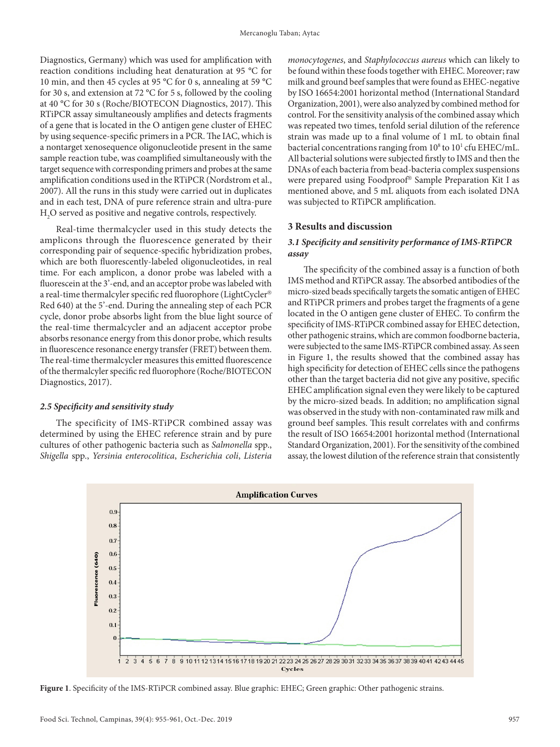Diagnostics, Germany) which was used for amplification with reaction conditions including heat denaturation at 95 °C for 10 min, and then 45 cycles at 95 °C for 0 s, annealing at 59 °C for 30 s, and extension at 72 °C for 5 s, followed by the cooling at 40 °C for 30 s (Roche/BIOTECON Diagnostics, 2017). This RTiPCR assay simultaneously amplifies and detects fragments of a gene that is located in the O antigen gene cluster of EHEC by using sequence-specific primers in a PCR. The IAC, which is a nontarget xenosequence oligonucleotide present in the same sample reaction tube, was coamplified simultaneously with the target sequence with corresponding primers and probes at the same amplification conditions used in the RTiPCR (Nordstrom et al., 2007). All the runs in this study were carried out in duplicates and in each test, DNA of pure reference strain and ultra-pure $H_2O$ served as positive and negative controls, respectively.

Real-time thermalcycler used in this study detects the amplicons through the fluorescence generated by their corresponding pair of sequence-specific hybridization probes, which are both fluorescently-labeled oligonucleotides, in real time. For each amplicon, a donor probe was labeled with a fluorescein at the 3'-end, and an acceptor probe was labeled with a real-time thermalcycler specific red fluorophore (LightCycler® Red 640) at the 5'-end. During the annealing step of each PCR cycle, donor probe absorbs light from the blue light source of the real-time thermalcycler and an adjacent acceptor probe absorbs resonance energy from this donor probe, which results in fluorescence resonance energy transfer (FRET) between them. The real-time thermalcycler measures this emitted fluorescence of the thermalcyler specific red fluorophore (Roche/BIOTECON Diagnostics, 2017).

### 2.5 Specificity and sensitivity study

The specificity of IMS-RTiPCR combined assay was determined by using the EHEC reference strain and by pure cultures of other pathogenic bacteria such as *Salmonella* spp., *Shigella* spp., *Yersinia enterocolitica*, *Escherichia coli*, *Listeria monocytogenes*, and *Staphylococcus aureus* which can likely to be found within these foods together with EHEC. Moreover; raw milk and ground beef samples that were found as EHEC-negative by ISO 16654:2001 horizontal method (International Standard Organization, 2001), were also analyzed by combined method for control. For the sensitivity analysis of the combined assay which was repeated two times, tenfold serial dilution of the reference strain was made up to a final volume of 1 mL to obtain final bacterial concentrations ranging from $10^8$ to $10^1$ cfu EHEC/mL. All bacterial solutions were subjected firstly to IMS and then the DNAs of each bacteria from bead-bacteria complex suspensions were prepared using Foodproof® Sample Preparation Kit I as mentioned above, and 5 mL aliquots from each isolated DNA was subjected to RTiPCR amplification.

## 3 Results and discussion

### 3.1 Specificity and sensitivity performance of IMS-RTiPCR assay

The specificity of the combined assay is a function of both IMS method and RTiPCR assay. The absorbed antibodies of the micro-sized beads specifically targets the somatic antigen of EHEC and RTiPCR primers and probes target the fragments of a gene located in the O antigen gene cluster of EHEC. To confirm the specificity of IMS-RTiPCR combined assay for EHEC detection, other pathogenic strains, which are common foodborne bacteria, were subjected to the same IMS-RTiPCR combined assay. As seen in Figure 1, the results showed that the combined assay has high specificity for detection of EHEC cells since the pathogens other than the target bacteria did not give any positive, specific EHEC amplification signal even they were likely to be captured by the micro-sized beads. In addition; no amplification signal was observed in the study with non-contaminated raw milk and ground beef samples. This result correlates with and confirms the result of ISO 16654:2001 horizontal method (International Standard Organization, 2001). For the sensitivity of the combined assay, the lowest dilution of the reference strain that consistently

**Figure 1**. Specificity of the IMS-RTiPCR combined assay. Blue graphic: EHEC; Green graphic: Other pathogenic strains.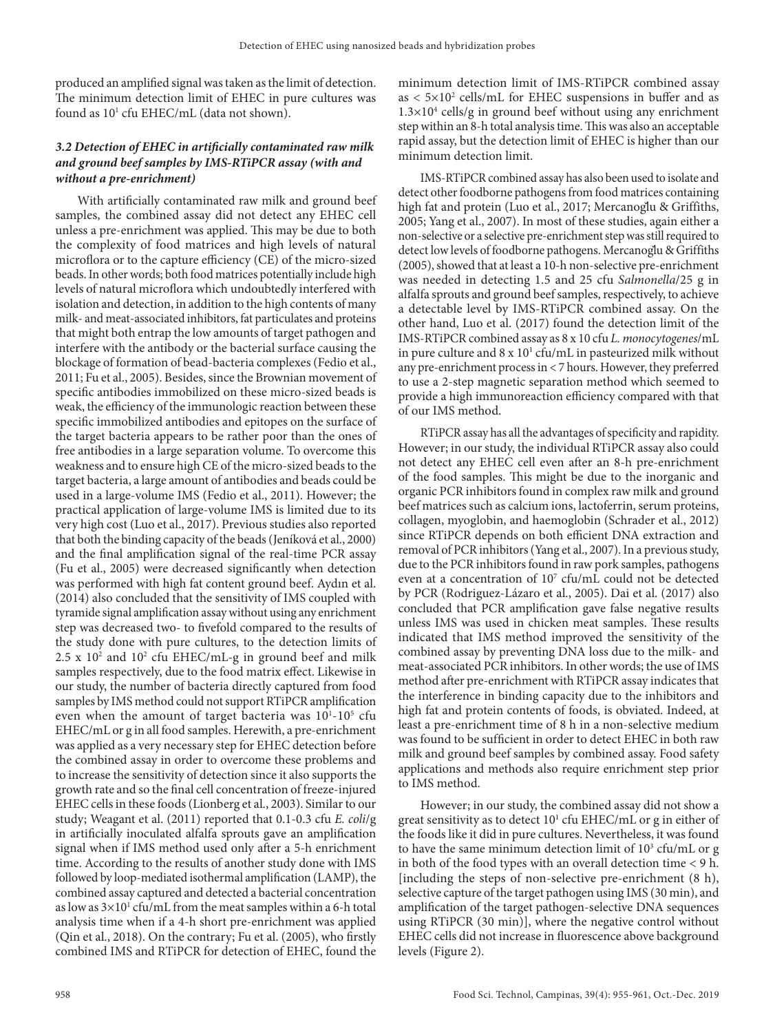produced an amplified signal was taken as the limit of detection. The minimum detection limit of EHEC in pure cultures was found as $10^1$ cfu EHEC/mL (data not shown).

### *3.2 Detection of EHEC in artificially contaminated raw milk and ground beef samples by IMS-RTiPCR assay (with and without a pre-enrichment)*

With artificially contaminated raw milk and ground beef samples, the combined assay did not detect any EHEC cell unless a pre-enrichment was applied. This may be due to both the complexity of food matrices and high levels of natural microflora or to the capture efficiency (CE) of the micro-sized beads. In other words; both food matrices potentially include high levels of natural microflora which undoubtedly interfered with isolation and detection, in addition to the high contents of many milk- and meat-associated inhibitors, fat particulates and proteins that might both entrap the low amounts of target pathogen and interfere with the antibody or the bacterial surface causing the blockage of formation of bead-bacteria complexes (Fedio et al., 2011; Fu et al., 2005). Besides, since the Brownian movement of specific antibodies immobilized on these micro-sized beads is weak, the efficiency of the immunologic reaction between these specific immobilized antibodies and epitopes on the surface of the target bacteria appears to be rather poor than the ones of free antibodies in a large separation volume. To overcome this weakness and to ensure high CE of the micro-sized beads to the target bacteria, a large amount of antibodies and beads could be used in a large-volume IMS (Fedio et al., 2011). However; the practical application of large-volume IMS is limited due to its very high cost (Luo et al., 2017). Previous studies also reported that both the binding capacity of the beads (Jeníková et al., 2000) and the final amplification signal of the real-time PCR assay (Fu et al., 2005) were decreased significantly when detection was performed with high fat content ground beef. Aydın et al. (2014) also concluded that the sensitivity of IMS coupled with tyramide signal amplification assay without using any enrichment step was decreased two- to fivefold compared to the results of the study done with pure cultures, to the detection limits of $2.5 \times 10^2$ and $10^2$ cfu EHEC/mL-g in ground beef and milk samples respectively, due to the food matrix effect. Likewise in our study, the number of bacteria directly captured from food samples by IMS method could not support RTiPCR amplification even when the amount of target bacteria was $10^1$-$10^5$ cfu EHEC/mL or g in all food samples. Herewith, a pre-enrichment was applied as a very necessary step for EHEC detection before the combined assay in order to overcome these problems and to increase the sensitivity of detection since it also supports the growth rate and so the final cell concentration of freeze-injured EHEC cells in these foods (Lionberg et al., 2003). Similar to our study; Weagant et al. (2011) reported that 0.1-0.3 cfu *E. coli*/g in artificially inoculated alfalfa sprouts gave an amplification signal when if IMS method used only after a 5-h enrichment time. According to the results of another study done with IMS followed by loop-mediated isothermal amplification (LAMP), the combined assay captured and detected a bacterial concentration as low as $3\times10^1$ cfu/mL from the meat samples within a 6-h total analysis time when if a 4-h short pre-enrichment was applied (Qin et al., 2018). On the contrary; Fu et al. (2005), who firstly combined IMS and RTiPCR for detection of EHEC, found the minimum detection limit of IMS-RTiPCR combined assay as $< 5\times10^2$ cells/mL for EHEC suspensions in buffer and as $1.3\times10^4$ cells/g in ground beef without using any enrichment step within an 8-h total analysis time. This was also an acceptable rapid assay, but the detection limit of EHEC is higher than our minimum detection limit.

IMS-RTiPCR combined assay has also been used to isolate and detect other foodborne pathogens from food matrices containing high fat and protein (Luo et al., 2017; Mercanoğlu & Griffiths, 2005; Yang et al., 2007). In most of these studies, again either a non-selective or a selective pre-enrichment step was still required to detect low levels of foodborne pathogens. Mercanoğlu & Griffiths (2005), showed that at least a 10-h non-selective pre-enrichment was needed in detecting 1.5 and 25 cfu *Salmonella*/25 g in alfalfa sprouts and ground beef samples, respectively, to achieve a detectable level by IMS-RTiPCR combined assay. On the other hand, Luo et al. (2017) found the detection limit of the IMS-RTiPCR combined assay as 8 x 10 cfu *L. monocytogenes*/mL in pure culture and $8 \times 10^1$ cfu/mL in pasteurized milk without any pre-enrichment process in < 7 hours. However, they preferred to use a 2-step magnetic separation method which seemed to provide a high immunoreaction efficiency compared with that of our IMS method.

RTiPCR assay has all the advantages of specificity and rapidity. However; in our study, the individual RTiPCR assay also could not detect any EHEC cell even after an 8-h pre-enrichment of the food samples. This might be due to the inorganic and organic PCR inhibitors found in complex raw milk and ground beef matrices such as calcium ions, lactoferrin, serum proteins, collagen, myoglobin, and haemoglobin (Schrader et al., 2012) since RTiPCR depends on both efficient DNA extraction and removal of PCR inhibitors (Yang et al., 2007). In a previous study, due to the PCR inhibitors found in raw pork samples, pathogens even at a concentration of $10^7$ cfu/mL could not be detected by PCR (Rodriguez-Lázaro et al., 2005). Dai et al. (2017) also concluded that PCR amplification gave false negative results unless IMS was used in chicken meat samples. These results indicated that IMS method improved the sensitivity of the combined assay by preventing DNA loss due to the milk- and meat-associated PCR inhibitors. In other words; the use of IMS method after pre-enrichment with RTiPCR assay indicates that the interference in binding capacity due to the inhibitors and high fat and protein contents of foods, is obviated. Indeed, at least a pre-enrichment time of 8 h in a non-selective medium was found to be sufficient in order to detect EHEC in both raw milk and ground beef samples by combined assay. Food safety applications and methods also require enrichment step prior to IMS method.

However; in our study, the combined assay did not show a great sensitivity as to detect $10^1$ cfu EHEC/mL or g in either of the foods like it did in pure cultures. Nevertheless, it was found to have the same minimum detection limit of $10^3$ cfu/mL or g in both of the food types with an overall detection time < 9 h. [including the steps of non-selective pre-enrichment (8 h), selective capture of the target pathogen using IMS (30 min), and amplification of the target pathogen-selective DNA sequences using RTiPCR (30 min)], where the negative control without EHEC cells did not increase in fluorescence above background levels (Figure 2).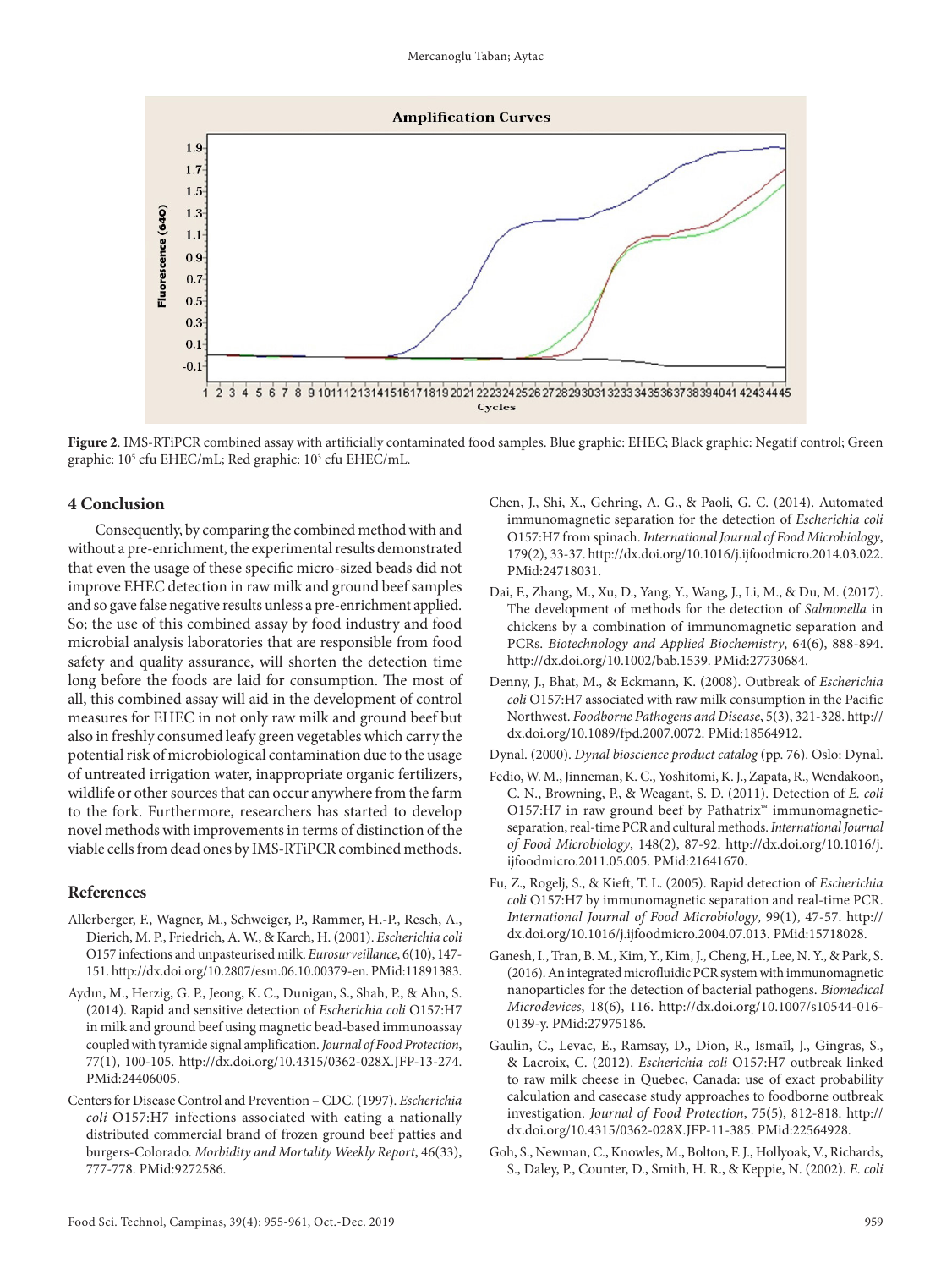**Figure 2**. IMS-RTiPCR combined assay with artificially contaminated food samples. Blue graphic: EHEC; Black graphic: Negatif control; Green graphic: $10^5$ cfu EHEC/mL; Red graphic: $10^3$ cfu EHEC/mL.

## 4 Conclusion

Consequently, by comparing the combined method with and without a pre-enrichment, the experimental results demonstrated that even the usage of these specific micro-sized beads did not improve EHEC detection in raw milk and ground beef samples and so gave false negative results unless a pre-enrichment applied. So; the use of this combined assay by food industry and food microbial analysis laboratories that are responsible from food safety and quality assurance, will shorten the detection time long before the foods are laid for consumption. The most of all, this combined assay will aid in the development of control measures for EHEC in not only raw milk and ground beef but also in freshly consumed leafy green vegetables which carry the potential risk of microbiological contamination due to the usage of untreated irrigation water, inappropriate organic fertilizers, wildlife or other sources that can occur anywhere from the farm to the fork. Furthermore, researchers has started to develop novel methods with improvements in terms of distinction of the viable cells from dead ones by IMS-RTiPCR combined methods.

## References

Allerberger, F., Wagner, M., Schweiger, P., Rammer, H.-P., Resch, A., Dierich, M. P., Friedrich, A. W., & Karch, H. (2001). *Escherichia coli* O157 infections and unpasteurised milk. *Eurosurveillance*, 6(10), 147-151. http://dx.doi.org/10.2807/esm.06.10.00379-en. PMid:11891383.

Aydın, M., Herzig, G. P., Jeong, K. C., Dunigan, S., Shah, P., & Ahn, S. (2014). Rapid and sensitive detection of *Escherichia coli* O157:H7 in milk and ground beef using magnetic bead-based immunoassay coupled with tyramide signal amplification. *Journal of Food Protection*, 77(1), 100-105. http://dx.doi.org/10.4315/0362-028X.JFP-13-274. PMid:24406005.

Centers for Disease Control and Prevention – CDC. (1997). *Escherichia coli* O157:H7 infections associated with eating a nationally distributed commercial brand of frozen ground beef patties and burgers-Colorado. *Morbidity and Mortality Weekly Report*, 46(33), 777-778. PMid:9272586.

Chen, J., Shi, X., Gehring, A. G., & Paoli, G. C. (2014). Automated immunomagnetic separation for the detection of *Escherichia coli* O157:H7 from spinach. *International Journal of Food Microbiology*, 179(2), 33-37. http://dx.doi.org/10.1016/j.ijfoodmicro.2014.03.022. PMid:24718031.

Dai, F., Zhang, M., Xu, D., Yang, Y., Wang, J., Li, M., & Du, M. (2017). The development of methods for the detection of *Salmonella* in chickens by a combination of immunomagnetic separation and PCRs. *Biotechnology and Applied Biochemistry*, 64(6), 888-894. http://dx.doi.org/10.1002/bab.1539. PMid:27730684.

Denny, J., Bhat, M., & Eckmann, K. (2008). Outbreak of *Escherichia coli* O157:H7 associated with raw milk consumption in the Pacific Northwest. *Foodborne Pathogens and Disease*, 5(3), 321-328. http://dx.doi.org/10.1089/fpd.2007.0072. PMid:18564912.

Dynal. (2000). *Dynal bioscience product catalog* (pp. 76). Oslo: Dynal.

Fedio, W. M., Jinneman, K. C., Yoshitomi, K. J., Zapata, R., Wendakoon, C. N., Browning, P., & Weagant, S. D. (2011). Detection of *E. coli* O157:H7 in raw ground beef by Pathatrix™ immunomagnetic-separation, real-time PCR and cultural methods. *International Journal of Food Microbiology*, 148(2), 87-92. http://dx.doi.org/10.1016/j.ijfoodmicro.2011.05.005. PMid:21641670.

Fu, Z., Rogelj, S., & Kieft, T. L. (2005). Rapid detection of *Escherichia coli* O157:H7 by immunomagnetic separation and real-time PCR. *International Journal of Food Microbiology*, 99(1), 47-57. http://dx.doi.org/10.1016/j.ijfoodmicro.2004.07.013. PMid:15718028.

Ganesh, I., Tran, B. M., Kim, Y., Kim, J., Cheng, H., Lee, N. Y., & Park, S. (2016). An integrated microfluidic PCR system with immunomagnetic nanoparticles for the detection of bacterial pathogens. *Biomedical Microdevices*, 18(6), 116. http://dx.doi.org/10.1007/s10544-016-0139-y. PMid:27975186.

Gaulin, C., Levac, E., Ramsay, D., Dion, R., Ismaïl, J., Gingras, S., & Lacroix, C. (2012). *Escherichia coli* O157:H7 outbreak linked to raw milk cheese in Quebec, Canada: use of exact probability calculation and casecase study approaches to foodborne outbreak investigation. *Journal of Food Protection*, 75(5), 812-818. http://dx.doi.org/10.4315/0362-028X.JFP-11-385. PMid:22564928.

Goh, S., Newman, C., Knowles, M., Bolton, F. J., Hollyoak, V., Richards, S., Daley, P., Counter, D., Smith, H. R., & Keppie, N. (2002). *E. coli*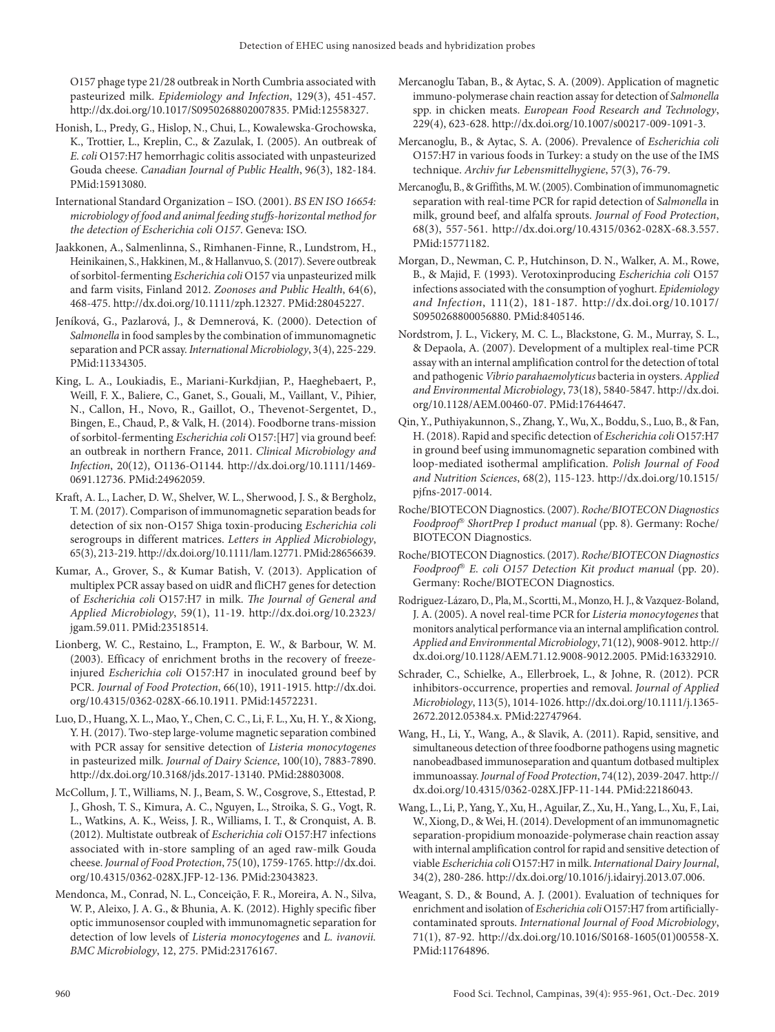O157 phage type 21/28 outbreak in North Cumbria associated with pasteurized milk. *Epidemiology and Infection*, 129(3), 451-457. http://dx.doi.org/10.1017/S0950268802007835. PMid:12558327.

Honish, L., Predy, G., Hislop, N., Chui, L., Kowalewska-Grochowska, K., Trottier, L., Kreplin, C., & Zazulak, I. (2005). An outbreak of *E. coli* O157:H7 hemorrhagic colitis associated with unpasteurized Gouda cheese. *Canadian Journal of Public Health*, 96(3), 182-184. PMid:15913080.

International Standard Organization – ISO. (2001). *BS EN ISO 16654: microbiology of food and animal feeding stuffs-horizontal method for the detection of Escherichia coli O157*. Geneva: ISO.

Jaakkonen, A., Salmenlinna, S., Rimhanen-Finne, R., Lundstrom, H., Heinikainen, S., Hakkinen, M., & Hallanvuo, S. (2017). Severe outbreak of sorbitol-fermenting *Escherichia coli* O157 via unpasteurized milk and farm visits, Finland 2012. *Zoonoses and Public Health*, 64(6), 468-475. http://dx.doi.org/10.1111/zph.12327. PMid:28045227.

Jeníková, G., Pazlarová, J., & Demnerová, K. (2000). Detection of *Salmonella* in food samples by the combination of immunomagnetic separation and PCR assay. *International Microbiology*, 3(4), 225-229. PMid:11334305.

King, L. A., Loukiadis, E., Mariani-Kurkdjian, P., Haeghebaert, P., Weill, F. X., Baliere, C., Ganet, S., Gouali, M., Vaillant, V., Pihier, N., Callon, H., Novo, R., Gaillot, O., Thevenot-Sergentet, D., Bingen, E., Chaud, P., & Valk, H. (2014). Foodborne trans-mission of sorbitol-fermenting *Escherichia coli* O157:[H7] via ground beef: an outbreak in northern France, 2011. *Clinical Microbiology and Infection*, 20(12), O1136-O1144. http://dx.doi.org/10.1111/1469-0691.12736. PMid:24962059.

Kraft, A. L., Lacher, D. W., Shelver, W. L., Sherwood, J. S., & Bergholz, T. M. (2017). Comparison of immunomagnetic separation beads for detection of six non-O157 Shiga toxin-producing *Escherichia coli* serogroups in different matrices. *Letters in Applied Microbiology*, 65(3), 213-219. http://dx.doi.org/10.1111/lam.12771. PMid:28656639.

Kumar, A., Grover, S., & Kumar Batish, V. (2013). Application of multiplex PCR assay based on uidR and fliCH7 genes for detection of *Escherichia coli* O157:H7 in milk. *The Journal of General and Applied Microbiology*, 59(1), 11-19. http://dx.doi.org/10.2323/jgam.59.011. PMid:23518514.

Lionberg, W. C., Restaino, L., Frampton, E. W., & Barbour, W. M. (2003). Efficacy of enrichment broths in the recovery of freeze-injured *Escherichia coli* O157:H7 in inoculated ground beef by PCR. *Journal of Food Protection*, 66(10), 1911-1915. http://dx.doi.org/10.4315/0362-028X-66.10.1911. PMid:14572231.

Luo, D., Huang, X. L., Mao, Y., Chen, C. C., Li, F. L., Xu, H. Y., & Xiong, Y. H. (2017). Two-step large-volume magnetic separation combined with PCR assay for sensitive detection of *Listeria monocytogenes* in pasteurized milk. *Journal of Dairy Science*, 100(10), 7883-7890. http://dx.doi.org/10.3168/jds.2017-13140. PMid:28803008.

McCollum, J. T., Williams, N. J., Beam, S. W., Cosgrove, S., Ettestad, P. J., Ghosh, T. S., Kimura, A. C., Nguyen, L., Stroika, S. G., Vogt, R. L., Watkins, A. K., Weiss, J. R., Williams, I. T., & Cronquist, A. B. (2012). Multistate outbreak of *Escherichia coli* O157:H7 infections associated with in-store sampling of an aged raw-milk Gouda cheese. *Journal of Food Protection*, 75(10), 1759-1765. http://dx.doi.org/10.4315/0362-028X.JFP-12-136. PMid:23043823.

Mendonca, M., Conrad, N. L., Conceição, F. R., Moreira, A. N., Silva, W. P., Aleixo, J. A. G., & Bhunia, A. K. (2012). Highly specific fiber optic immunosensor coupled with immunomagnetic separation for detection of low levels of *Listeria monocytogenes* and *L. ivanovii*. *BMC Microbiology*, 12, 275. PMid:23176167.

Mercanoglu Taban, B., & Aytac, S. A. (2009). Application of magnetic immuno-polymerase chain reaction assay for detection of *Salmonella* spp. in chicken meats. *European Food Research and Technology*, 229(4), 623-628. http://dx.doi.org/10.1007/s00217-009-1091-3.

Mercanoglu, B., & Aytac, S. A. (2006). Prevalence of *Escherichia coli* O157:H7 in various foods in Turkey: a study on the use of the IMS technique. *Archiv fur Lebensmittelhygiene*, 57(3), 76-79.

Mercanoglu, B., & Griffiths, M. W. (2005). Combination of immunomagnetic separation with real-time PCR for rapid detection of *Salmonella* in milk, ground beef, and alfalfa sprouts. *Journal of Food Protection*, 68(3), 557-561. http://dx.doi.org/10.4315/0362-028X-68.3.557. PMid:15771182.

Morgan, D., Newman, C. P., Hutchinson, D. N., Walker, A. M., Rowe, B., & Majid, F. (1993). Verotoxinproducing *Escherichia coli* O157 infections associated with the consumption of yoghurt. *Epidemiology and Infection*, 111(2), 181-187. http://dx.doi.org/10.1017/S0950268800056880. PMid:8405146.

Nordstrom, J. L., Vickery, M. C. L., Blackstone, G. M., Murray, S. L., & Depaola, A. (2007). Development of a multiplex real-time PCR assay with an internal amplification control for the detection of total and pathogenic *Vibrio parahaemolyticus* bacteria in oysters. *Applied and Environmental Microbiology*, 73(18), 5840-5847. http://dx.doi.org/10.1128/AEM.00460-07. PMid:17644647.

Qin, Y., Puthiyakunnon, S., Zhang, Y., Wu, X., Boddu, S., Luo, B., & Fan, H. (2018). Rapid and specific detection of *Escherichia coli* O157:H7 in ground beef using immunomagnetic separation combined with loop-mediated isothermal amplification. *Polish Journal of Food and Nutrition Sciences*, 68(2), 115-123. http://dx.doi.org/10.1515/pjfns-2017-0014.

Roche/BIOTECON Diagnostics. (2007). *Roche/BIOTECON Diagnostics Foodproof® ShortPrep I product manual* (pp. 8). Germany: Roche/BIOTECON Diagnostics.

Roche/BIOTECON Diagnostics. (2017). *Roche/BIOTECON Diagnostics Foodproof® E. coli O157 Detection Kit product manual* (pp. 20). Germany: Roche/BIOTECON Diagnostics.

Rodriguez-Lázaro, D., Pla, M., Scortti, M., Monzo, H. J., & Vazquez-Boland, J. A. (2005). A novel real-time PCR for *Listeria monocytogenes* that monitors analytical performance via an internal amplification control. *Applied and Environmental Microbiology*, 71(12), 9008-9012. http://dx.doi.org/10.1128/AEM.71.12.9008-9012.2005. PMid:16332910.

Schrader, C., Schielke, A., Ellerbroek, L., & Johne, R. (2012). PCR inhibitors-occurrence, properties and removal. *Journal of Applied Microbiology*, 113(5), 1014-1026. http://dx.doi.org/10.1111/j.1365-2672.2012.05384.x. PMid:22747964.

Wang, H., Li, Y., Wang, A., & Slavik, A. (2011). Rapid, sensitive, and simultaneous detection of three foodborne pathogens using magnetic nanobeadbased immunoseparation and quantum dotbased multiplex immunoassay. *Journal of Food Protection*, 74(12), 2039-2047. http://dx.doi.org/10.4315/0362-028X.JFP-11-144. PMid:22186043.

Wang, L., Li, P., Yang, Y., Xu, H., Aguilar, Z., Xu, H., Yang, L., Xu, F., Lai, W., Xiong, D., & Wei, H. (2014). Development of an immunomagnetic separation-propidium monoazide-polymerase chain reaction assay with internal amplification control for rapid and sensitive detection of viable *Escherichia coli* O157:H7 in milk. *International Dairy Journal*, 34(2), 280-286. http://dx.doi.org/10.1016/j.idairyj.2013.07.006.

Weagant, S. D., & Bound, A. J. (2001). Evaluation of techniques for enrichment and isolation of *Escherichia coli* O157:H7 from artificially-contaminated sprouts. *International Journal of Food Microbiology*, 71(1), 87-92. http://dx.doi.org/10.1016/S0168-1605(01)00558-X. PMid:11764896.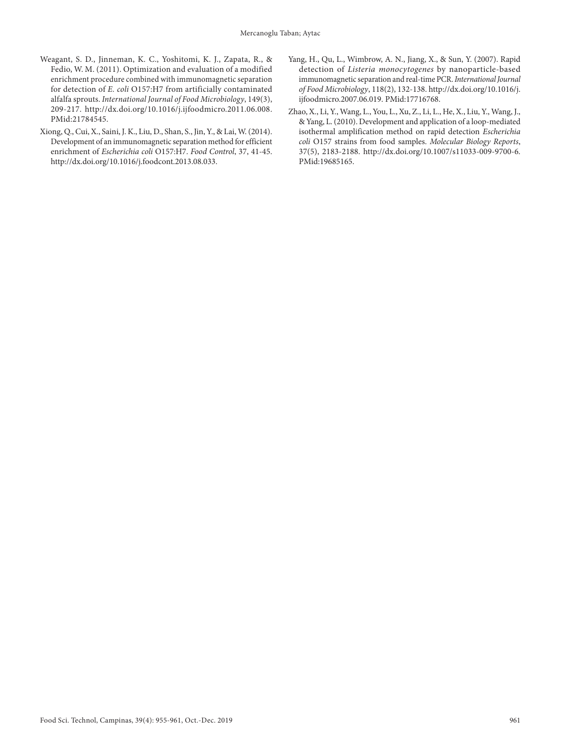Weagant, S. D., Jinneman, K. C., Yoshitomi, K. J., Zapata, R., & Fedio, W. M. (2011). Optimization and evaluation of a modified enrichment procedure combined with immunomagnetic separation for detection of *E. coli* O157:H7 from artificially contaminated alfalfa sprouts. *International Journal of Food Microbiology*, 149(3), 209-217. http://dx.doi.org/10.1016/j.ijfoodmicro.2011.06.008. PMid:21784545.

Xiong, Q., Cui, X., Saini, J. K., Liu, D., Shan, S., Jin, Y., & Lai, W. (2014). Development of an immunomagnetic separation method for efficient enrichment of *Escherichia coli* O157:H7. *Food Control*, 37, 41-45. http://dx.doi.org/10.1016/j.foodcont.2013.08.033.

Yang, H., Qu, L., Wimbrow, A. N., Jiang, X., & Sun, Y. (2007). Rapid detection of *Listeria monocytogenes* by nanoparticle-based immunomagnetic separation and real-time PCR. *International Journal of Food Microbiology*, 118(2), 132-138. http://dx.doi.org/10.1016/j.ijfoodmicro.2007.06.019. PMid:17716768.

Zhao, X., Li, Y., Wang, L., You, L., Xu, Z., Li, L., He, X., Liu, Y., Wang, J., & Yang, L. (2010). Development and application of a loop-mediated isothermal amplification method on rapid detection *Escherichia coli* O157 strains from food samples. *Molecular Biology Reports*, 37(5), 2183-2188. http://dx.doi.org/10.1007/s11033-009-9700-6. PMid:19685165.